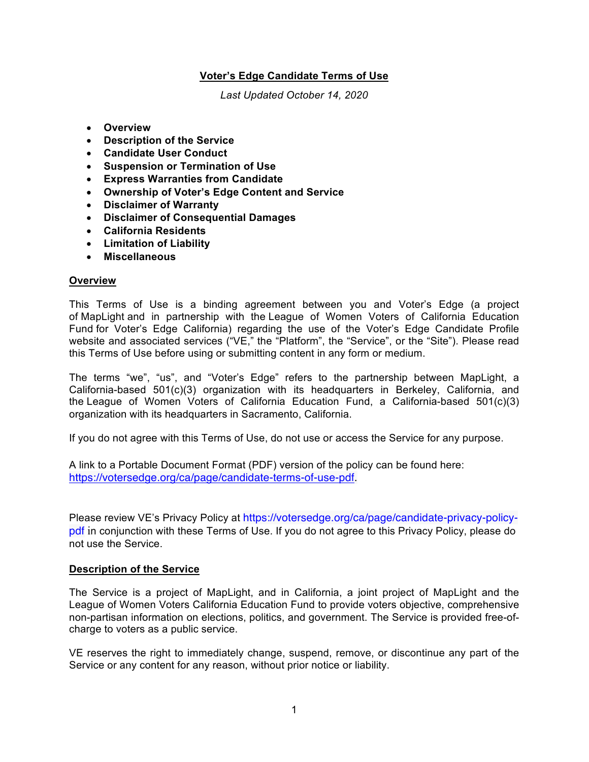# Voter's Edge Candidate Terms of Use

*Last Updated October 14, 2020*

- **Overview**
- **Description of the Service**
- **Candidate User Conduct**
- **Suspension or Termination of Use**
- **Express Warranties from Candidate**
- **Ownership of Voter's Edge Content and Service**
- **Disclaimer of Warranty**
- **Disclaimer of Consequential Damages**
- **California Residents**
- **Limitation of Liability**
- **Miscellaneous**

## Overview

This Terms of Use is a binding agreement between you and Voter's Edge (a project of MapLight and in partnership with the League of Women Voters of California Education Fund for Voter's Edge California) regarding the use of the Voter's Edge Candidate Profile website and associated services ("VE," the "Platform", the "Service", or the "Site"). Please read this Terms of Use before using or submitting content in any form or medium.

The terms "we", "us", and "Voter's Edge" refers to the partnership between MapLight, a California-based 501(c)(3) organization with its headquarters in Berkeley, California, and the League of Women Voters of California Education Fund, a California-based 501(c)(3) organization with its headquarters in Sacramento, California.

If you do not agree with this Terms of Use, do not use or access the Service for any purpose.

A link to a Portable Document Format (PDF) version of the policy can be found here: https://votersedge.org/ca/page/candidate-terms-of-use-pdf.

Please review VE's Privacy Policy at https://votersedge.org/ca/page/candidate-privacy-policy-pdf in conjunction with these Terms of Use. If you do not agree to this Privacy Policy, please do not use the Service.

## Description of the Service

The Service is a project of MapLight, and in California, a joint project of MapLight and the League of Women Voters California Education Fund to provide voters objective, comprehensive non-partisan information on elections, politics, and government. The Service is provided free-of-charge to voters as a public service.

VE reserves the right to immediately change, suspend, remove, or discontinue any part of the Service or any content for any reason, without prior notice or liability.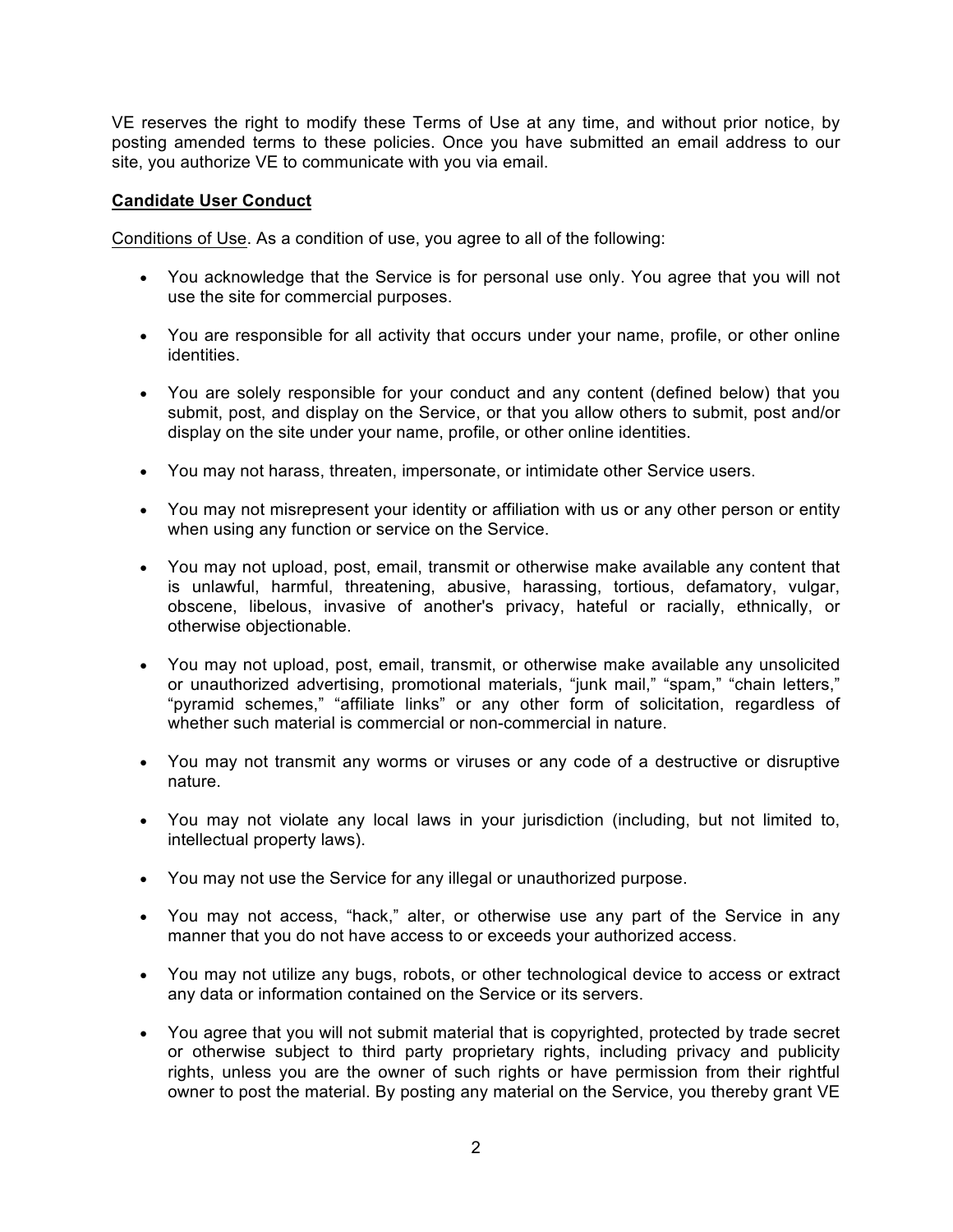VE reserves the right to modify these Terms of Use at any time, and without prior notice, by posting amended terms to these policies. Once you have submitted an email address to our site, you authorize VE to communicate with you via email.

**Candidate User Conduct**

Conditions of Use. As a condition of use, you agree to all of the following:

- You acknowledge that the Service is for personal use only. You agree that you will not use the site for commercial purposes.
- You are responsible for all activity that occurs under your name, profile, or other online identities.
- You are solely responsible for your conduct and any content (defined below) that you submit, post, and display on the Service, or that you allow others to submit, post and/or display on the site under your name, profile, or other online identities.
- You may not harass, threaten, impersonate, or intimidate other Service users.
- You may not misrepresent your identity or affiliation with us or any other person or entity when using any function or service on the Service.
- You may not upload, post, email, transmit or otherwise make available any content that is unlawful, harmful, threatening, abusive, harassing, tortious, defamatory, vulgar, obscene, libelous, invasive of another's privacy, hateful or racially, ethnically, or otherwise objectionable.
- You may not upload, post, email, transmit, or otherwise make available any unsolicited or unauthorized advertising, promotional materials, "junk mail," "spam," "chain letters," "pyramid schemes," "affiliate links" or any other form of solicitation, regardless of whether such material is commercial or non-commercial in nature.
- You may not transmit any worms or viruses or any code of a destructive or disruptive nature.
- You may not violate any local laws in your jurisdiction (including, but not limited to, intellectual property laws).
- You may not use the Service for any illegal or unauthorized purpose.
- You may not access, "hack," alter, or otherwise use any part of the Service in any manner that you do not have access to or exceeds your authorized access.
- You may not utilize any bugs, robots, or other technological device to access or extract any data or information contained on the Service or its servers.
- You agree that you will not submit material that is copyrighted, protected by trade secret or otherwise subject to third party proprietary rights, including privacy and publicity rights, unless you are the owner of such rights or have permission from their rightful owner to post the material. By posting any material on the Service, you thereby grant VE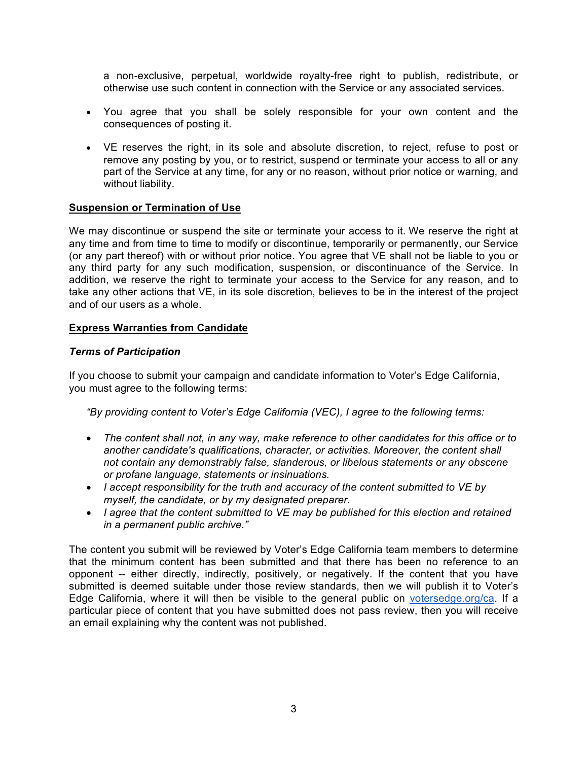a non-exclusive, perpetual, worldwide royalty-free right to publish, redistribute, or otherwise use such content in connection with the Service or any associated services.

- You agree that you shall be solely responsible for your own content and the consequences of posting it.
- VE reserves the right, in its sole and absolute discretion, to reject, refuse to post or remove any posting by you, or to restrict, suspend or terminate your access to all or any part of the Service at any time, for any or no reason, without prior notice or warning, and without liability.

## **Suspension or Termination of Use**

We may discontinue or suspend the site or terminate your access to it. We reserve the right at any time and from time to time to modify or discontinue, temporarily or permanently, our Service (or any part thereof) with or without prior notice. You agree that VE shall not be liable to you or any third party for any such modification, suspension, or discontinuance of the Service. In addition, we reserve the right to terminate your access to the Service for any reason, and to take any other actions that VE, in its sole discretion, believes to be in the interest of the project and of our users as a whole.

## **Express Warranties from Candidate**

### ***Terms of Participation***

If you choose to submit your campaign and candidate information to Voter's Edge California, you must agree to the following terms:

*"By providing content to Voter's Edge California (VEC), I agree to the following terms:*

- *The content shall not, in any way, make reference to other candidates for this office or to another candidate's qualifications, character, or activities. Moreover, the content shall not contain any demonstrably false, slanderous, or libelous statements or any obscene or profane language, statements or insinuations.*
- *I accept responsibility for the truth and accuracy of the content submitted to VE by myself, the candidate, or by my designated preparer.*
- *I agree that the content submitted to VE may be published for this election and retained in a permanent public archive."*

The content you submit will be reviewed by Voter's Edge California team members to determine that the minimum content has been submitted and that there has been no reference to an opponent -- either directly, indirectly, positively, or negatively. If the content that you have submitted is deemed suitable under those review standards, then we will publish it to Voter's Edge California, where it will then be visible to the general public on [votersedge.org/ca](votersedge.org/ca). If a particular piece of content that you have submitted does not pass review, then you will receive an email explaining why the content was not published.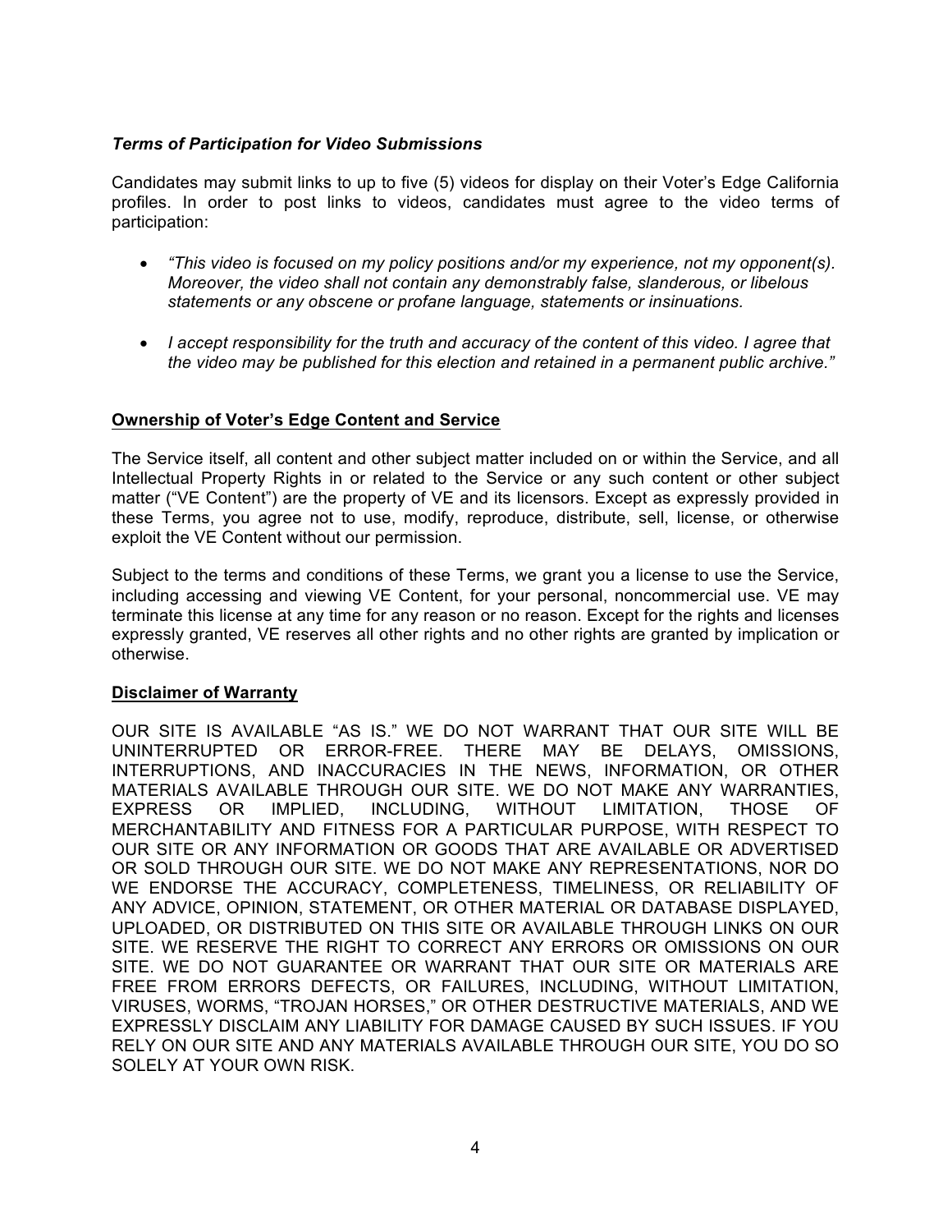### *Terms of Participation for Video Submissions*

Candidates may submit links to up to five (5) videos for display on their Voter's Edge California profiles. In order to post links to videos, candidates must agree to the video terms of participation:

- *"This video is focused on my policy positions and/or my experience, not my opponent(s). Moreover, the video shall not contain any demonstrably false, slanderous, or libelous statements or any obscene or profane language, statements or insinuations.*
- *I accept responsibility for the truth and accuracy of the content of this video. I agree that the video may be published for this election and retained in a permanent public archive."*

## Ownership of Voter's Edge Content and Service

The Service itself, all content and other subject matter included on or within the Service, and all Intellectual Property Rights in or related to the Service or any such content or other subject matter ("VE Content") are the property of VE and its licensors. Except as expressly provided in these Terms, you agree not to use, modify, reproduce, distribute, sell, license, or otherwise exploit the VE Content without our permission.

Subject to the terms and conditions of these Terms, we grant you a license to use the Service, including accessing and viewing VE Content, for your personal, noncommercial use. VE may terminate this license at any time for any reason or no reason. Except for the rights and licenses expressly granted, VE reserves all other rights and no other rights are granted by implication or otherwise.

## Disclaimer of Warranty

OUR SITE IS AVAILABLE "AS IS." WE DO NOT WARRANT THAT OUR SITE WILL BE UNINTERRUPTED OR ERROR-FREE. THERE MAY BE DELAYS, OMISSIONS, INTERRUPTIONS, AND INACCURACIES IN THE NEWS, INFORMATION, OR OTHER MATERIALS AVAILABLE THROUGH OUR SITE. WE DO NOT MAKE ANY WARRANTIES, EXPRESS OR IMPLIED, INCLUDING, WITHOUT LIMITATION, THOSE OF MERCHANTABILITY AND FITNESS FOR A PARTICULAR PURPOSE, WITH RESPECT TO OUR SITE OR ANY INFORMATION OR GOODS THAT ARE AVAILABLE OR ADVERTISED OR SOLD THROUGH OUR SITE. WE DO NOT MAKE ANY REPRESENTATIONS, NOR DO WE ENDORSE THE ACCURACY, COMPLETENESS, TIMELINESS, OR RELIABILITY OF ANY ADVICE, OPINION, STATEMENT, OR OTHER MATERIAL OR DATABASE DISPLAYED, UPLOADED, OR DISTRIBUTED ON THIS SITE OR AVAILABLE THROUGH LINKS ON OUR SITE. WE RESERVE THE RIGHT TO CORRECT ANY ERRORS OR OMISSIONS ON OUR SITE. WE DO NOT GUARANTEE OR WARRANT THAT OUR SITE OR MATERIALS ARE FREE FROM ERRORS DEFECTS, OR FAILURES, INCLUDING, WITHOUT LIMITATION, VIRUSES, WORMS, "TROJAN HORSES," OR OTHER DESTRUCTIVE MATERIALS, AND WE EXPRESSLY DISCLAIM ANY LIABILITY FOR DAMAGE CAUSED BY SUCH ISSUES. IF YOU RELY ON OUR SITE AND ANY MATERIALS AVAILABLE THROUGH OUR SITE, YOU DO SO SOLELY AT YOUR OWN RISK.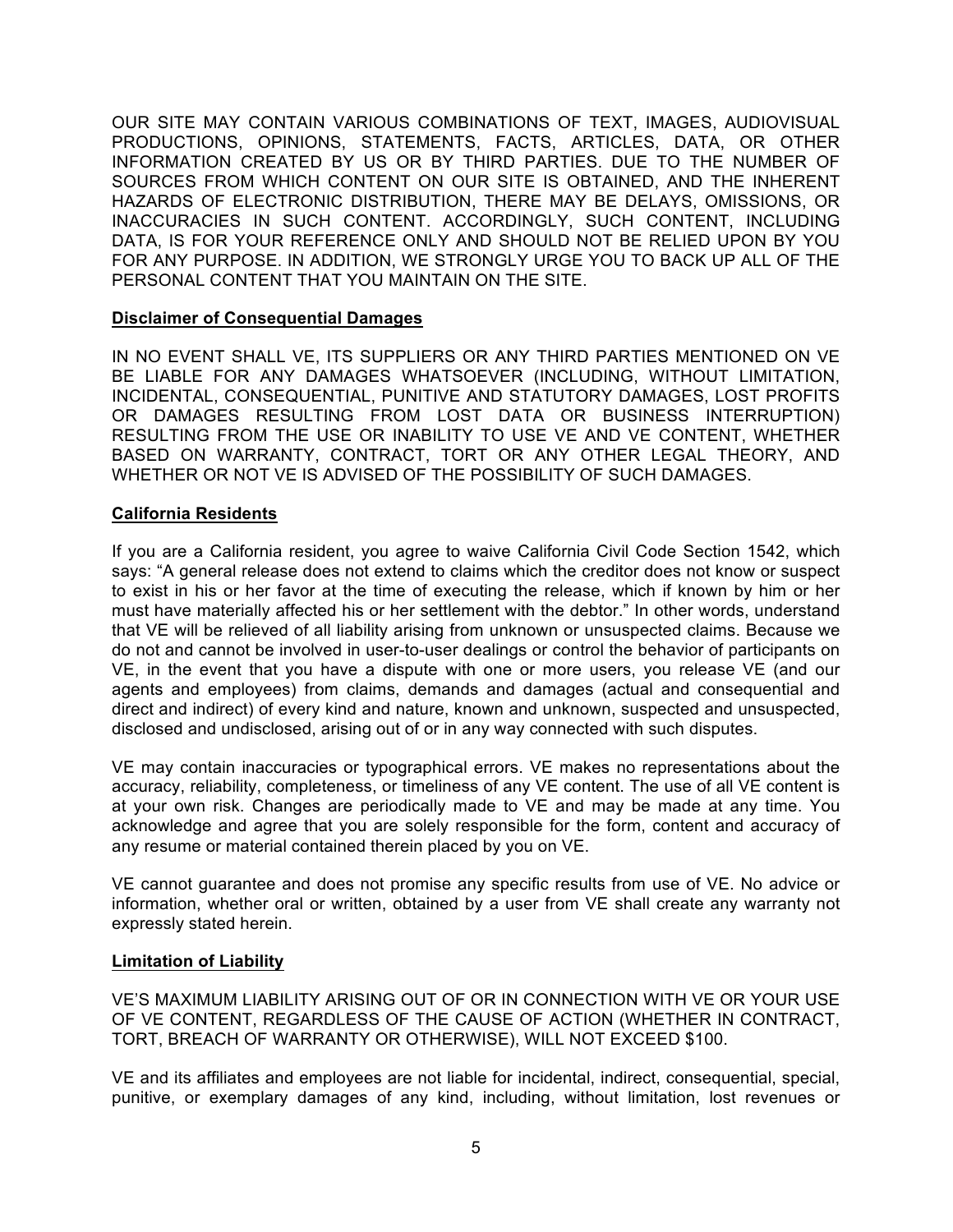OUR SITE MAY CONTAIN VARIOUS COMBINATIONS OF TEXT, IMAGES, AUDIOVISUAL PRODUCTIONS, OPINIONS, STATEMENTS, FACTS, ARTICLES, DATA, OR OTHER INFORMATION CREATED BY US OR BY THIRD PARTIES. DUE TO THE NUMBER OF SOURCES FROM WHICH CONTENT ON OUR SITE IS OBTAINED, AND THE INHERENT HAZARDS OF ELECTRONIC DISTRIBUTION, THERE MAY BE DELAYS, OMISSIONS, OR INACCURACIES IN SUCH CONTENT. ACCORDINGLY, SUCH CONTENT, INCLUDING DATA, IS FOR YOUR REFERENCE ONLY AND SHOULD NOT BE RELIED UPON BY YOU FOR ANY PURPOSE. IN ADDITION, WE STRONGLY URGE YOU TO BACK UP ALL OF THE PERSONAL CONTENT THAT YOU MAINTAIN ON THE SITE.

**Disclaimer of Consequential Damages**

IN NO EVENT SHALL VE, ITS SUPPLIERS OR ANY THIRD PARTIES MENTIONED ON VE BE LIABLE FOR ANY DAMAGES WHATSOEVER (INCLUDING, WITHOUT LIMITATION, INCIDENTAL, CONSEQUENTIAL, PUNITIVE AND STATUTORY DAMAGES, LOST PROFITS OR DAMAGES RESULTING FROM LOST DATA OR BUSINESS INTERRUPTION) RESULTING FROM THE USE OR INABILITY TO USE VE AND VE CONTENT, WHETHER BASED ON WARRANTY, CONTRACT, TORT OR ANY OTHER LEGAL THEORY, AND WHETHER OR NOT VE IS ADVISED OF THE POSSIBILITY OF SUCH DAMAGES.

**California Residents**

If you are a California resident, you agree to waive California Civil Code Section 1542, which says: "A general release does not extend to claims which the creditor does not know or suspect to exist in his or her favor at the time of executing the release, which if known by him or her must have materially affected his or her settlement with the debtor." In other words, understand that VE will be relieved of all liability arising from unknown or unsuspected claims. Because we do not and cannot be involved in user-to-user dealings or control the behavior of participants on VE, in the event that you have a dispute with one or more users, you release VE (and our agents and employees) from claims, demands and damages (actual and consequential and direct and indirect) of every kind and nature, known and unknown, suspected and unsuspected, disclosed and undisclosed, arising out of or in any way connected with such disputes.

VE may contain inaccuracies or typographical errors. VE makes no representations about the accuracy, reliability, completeness, or timeliness of any VE content. The use of all VE content is at your own risk. Changes are periodically made to VE and may be made at any time. You acknowledge and agree that you are solely responsible for the form, content and accuracy of any resume or material contained therein placed by you on VE.

VE cannot guarantee and does not promise any specific results from use of VE. No advice or information, whether oral or written, obtained by a user from VE shall create any warranty not expressly stated herein.

**Limitation of Liability**

VE'S MAXIMUM LIABILITY ARISING OUT OF OR IN CONNECTION WITH VE OR YOUR USE OF VE CONTENT, REGARDLESS OF THE CAUSE OF ACTION (WHETHER IN CONTRACT, TORT, BREACH OF WARRANTY OR OTHERWISE), WILL NOT EXCEED $100.

VE and its affiliates and employees are not liable for incidental, indirect, consequential, special, punitive, or exemplary damages of any kind, including, without limitation, lost revenues or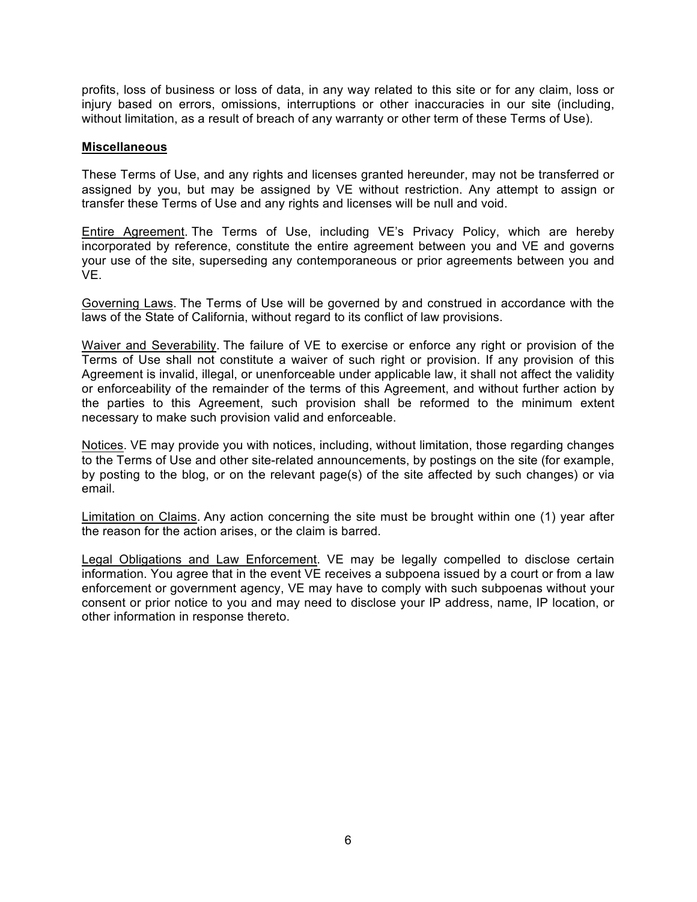profits, loss of business or loss of data, in any way related to this site or for any claim, loss or injury based on errors, omissions, interruptions or other inaccuracies in our site (including, without limitation, as a result of breach of any warranty or other term of these Terms of Use).

**Miscellaneous**

These Terms of Use, and any rights and licenses granted hereunder, may not be transferred or assigned by you, but may be assigned by VE without restriction. Any attempt to assign or transfer these Terms of Use and any rights and licenses will be null and void.

Entire Agreement. The Terms of Use, including VE's Privacy Policy, which are hereby incorporated by reference, constitute the entire agreement between you and VE and governs your use of the site, superseding any contemporaneous or prior agreements between you and VE.

Governing Laws. The Terms of Use will be governed by and construed in accordance with the laws of the State of California, without regard to its conflict of law provisions.

Waiver and Severability. The failure of VE to exercise or enforce any right or provision of the Terms of Use shall not constitute a waiver of such right or provision. If any provision of this Agreement is invalid, illegal, or unenforceable under applicable law, it shall not affect the validity or enforceability of the remainder of the terms of this Agreement, and without further action by the parties to this Agreement, such provision shall be reformed to the minimum extent necessary to make such provision valid and enforceable.

Notices. VE may provide you with notices, including, without limitation, those regarding changes to the Terms of Use and other site-related announcements, by postings on the site (for example, by posting to the blog, or on the relevant page(s) of the site affected by such changes) or via email.

Limitation on Claims. Any action concerning the site must be brought within one (1) year after the reason for the action arises, or the claim is barred.

Legal Obligations and Law Enforcement. VE may be legally compelled to disclose certain information. You agree that in the event VE receives a subpoena issued by a court or from a law enforcement or government agency, VE may have to comply with such subpoenas without your consent or prior notice to you and may need to disclose your IP address, name, IP location, or other information in response thereto.